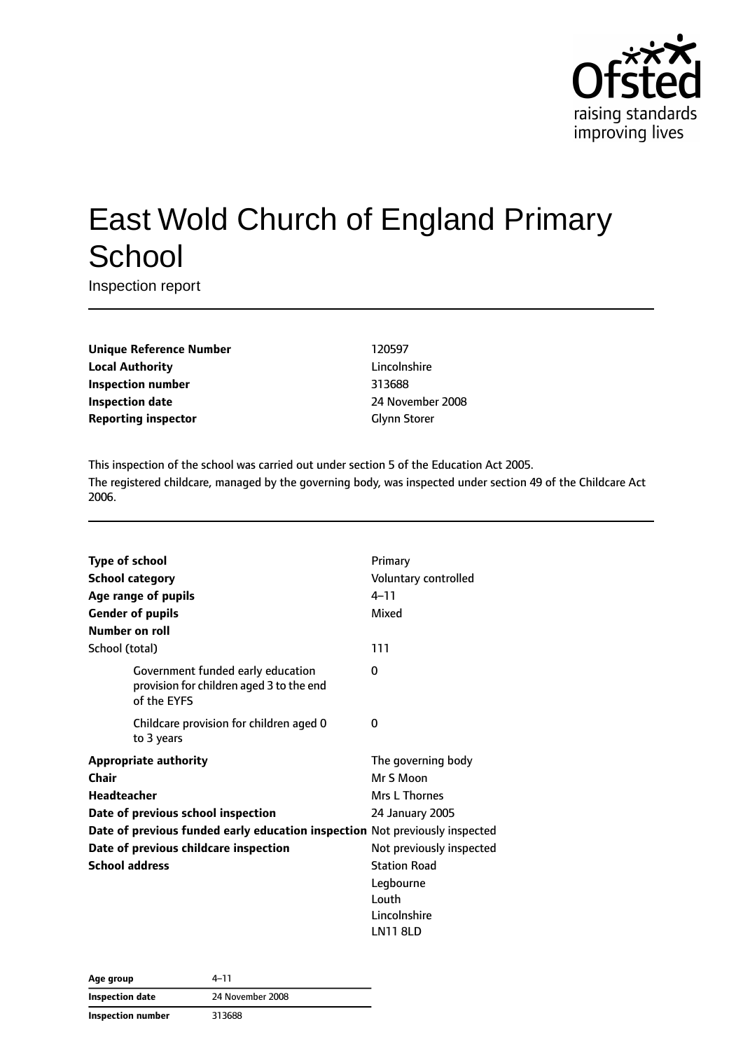# East Wold Church of England Primary School

Inspection report

| | |
|---|---|
| **Unique Reference Number** | 120597 |
| **Local Authority** | Lincolnshire |
| **Inspection number** | 313688 |
| **Inspection date** | 24 November 2008 |
| **Reporting inspector** | Glynn Storer |

This inspection of the school was carried out under section 5 of the Education Act 2005.

The registered childcare, managed by the governing body, was inspected under section 49 of the Childcare Act 2006.

| | |
|---|---|
| **Type of school** | Primary |
| **School category** | Voluntary controlled |
| **Age range of pupils** | 4–11 |
| **Gender of pupils** | Mixed |
| **Number on roll** | |
| School (total) | 111 |
| Government funded early education provision for children aged 3 to the end of the EYFS | 0 |
| Childcare provision for children aged 0 to 3 years | 0 |
| **Appropriate authority** | The governing body |
| **Chair** | Mr S Moon |
| **Headteacher** | Mrs L Thornes |
| **Date of previous school inspection** | 24 January 2005 |
| **Date of previous funded early education inspection** | Not previously inspected |
| **Date of previous childcare inspection** | Not previously inspected |
| **School address** | Station Road<br>Legbourne<br>Louth<br>Lincolnshire<br>LN11 8LD |

| | |
|---|---|
| **Age group** | 4–11 |
| **Inspection date** | 24 November 2008 |
| **Inspection number** | 313688 |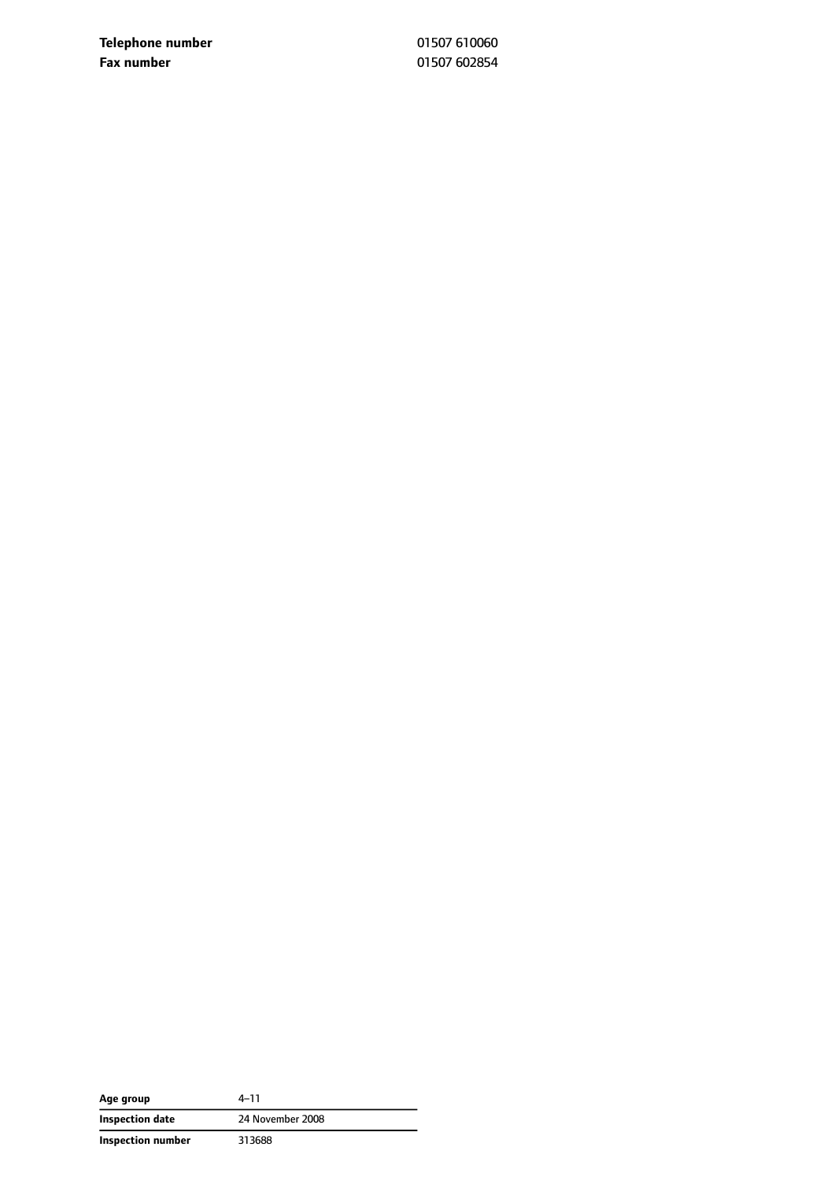| | |
|---|---|
| **Telephone number** | 01507 610060 |
| **Fax number** | 01507 602854 |

| | |
|---|---|
| **Age group** | 4–11 |
| **Inspection date** | 24 November 2008 |
| **Inspection number** | 313688 |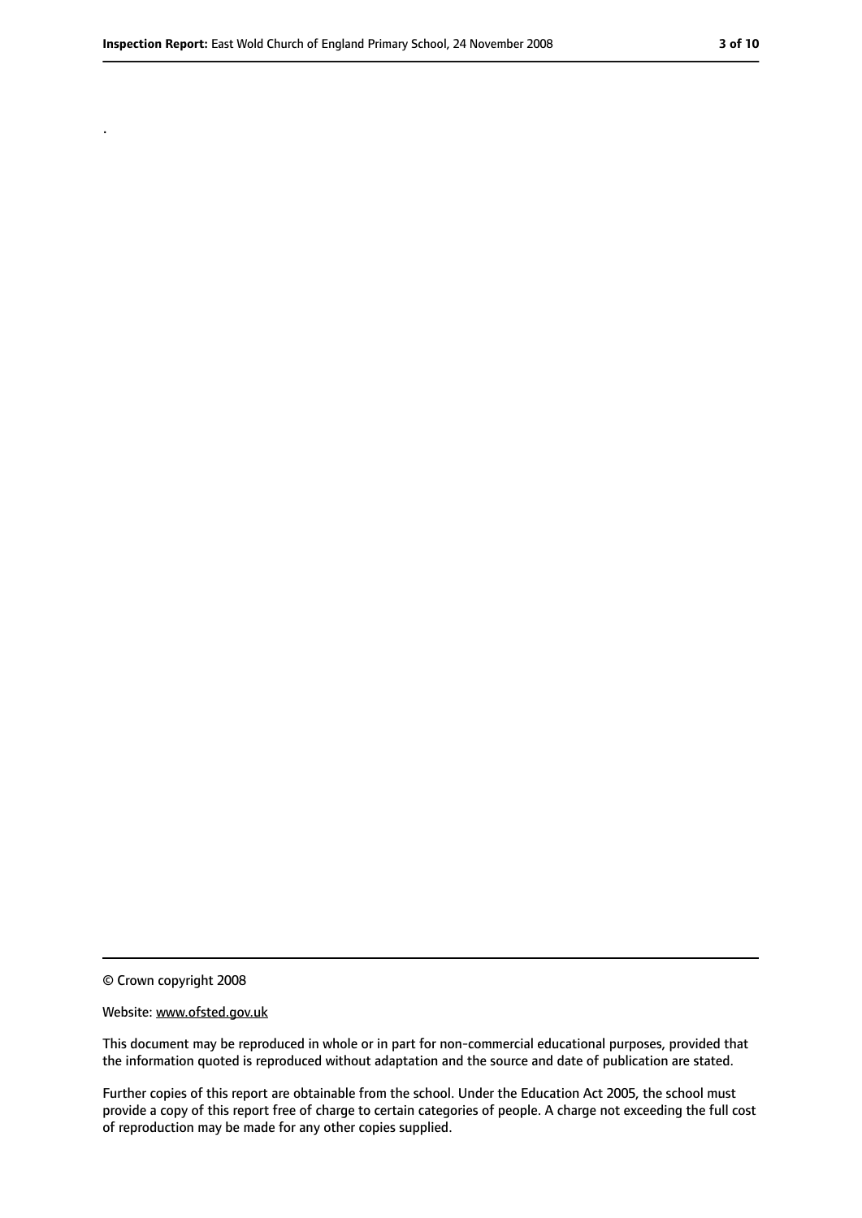.

© Crown copyright 2008

Website: www.ofsted.gov.uk

This document may be reproduced in whole or in part for non-commercial educational purposes, provided that the information quoted is reproduced without adaptation and the source and date of publication are stated.

Further copies of this report are obtainable from the school. Under the Education Act 2005, the school must provide a copy of this report free of charge to certain categories of people. A charge not exceeding the full cost of reproduction may be made for any other copies supplied.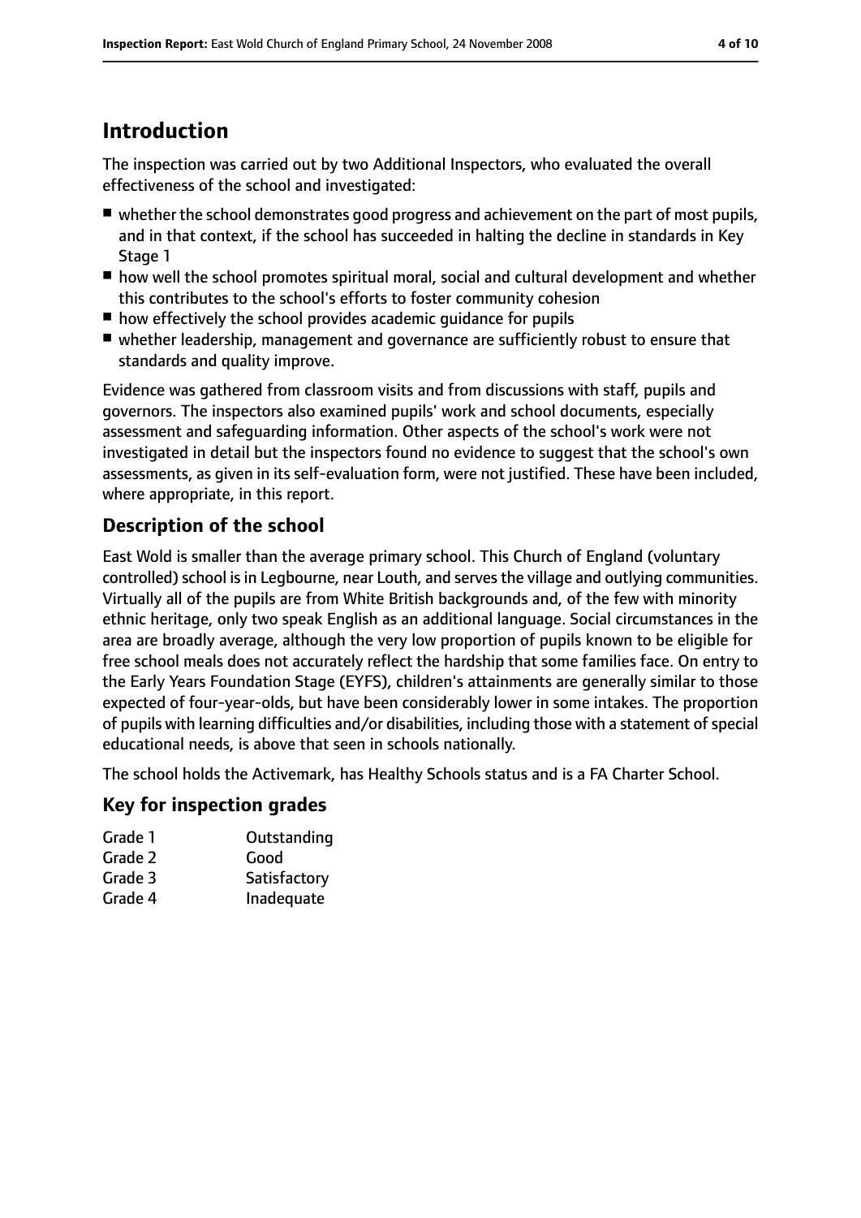## Introduction

The inspection was carried out by two Additional Inspectors, who evaluated the overall effectiveness of the school and investigated:

- whether the school demonstrates good progress and achievement on the part of most pupils, and in that context, if the school has succeeded in halting the decline in standards in Key Stage 1
- how well the school promotes spiritual moral, social and cultural development and whether this contributes to the school's efforts to foster community cohesion
- how effectively the school provides academic guidance for pupils
- whether leadership, management and governance are sufficiently robust to ensure that standards and quality improve.

Evidence was gathered from classroom visits and from discussions with staff, pupils and governors. The inspectors also examined pupils' work and school documents, especially assessment and safeguarding information. Other aspects of the school's work were not investigated in detail but the inspectors found no evidence to suggest that the school's own assessments, as given in its self-evaluation form, were not justified. These have been included, where appropriate, in this report.

### Description of the school

East Wold is smaller than the average primary school. This Church of England (voluntary controlled) school is in Legbourne, near Louth, and serves the village and outlying communities. Virtually all of the pupils are from White British backgrounds and, of the few with minority ethnic heritage, only two speak English as an additional language. Social circumstances in the area are broadly average, although the very low proportion of pupils known to be eligible for free school meals does not accurately reflect the hardship that some families face. On entry to the Early Years Foundation Stage (EYFS), children's attainments are generally similar to those expected of four-year-olds, but have been considerably lower in some intakes. The proportion of pupils with learning difficulties and/or disabilities, including those with a statement of special educational needs, is above that seen in schools nationally.

The school holds the Activemark, has Healthy Schools status and is a FA Charter School.

### Key for inspection grades

| | |
|---|---|
| Grade 1 | Outstanding |
| Grade 2 | Good |
| Grade 3 | Satisfactory |
| Grade 4 | Inadequate |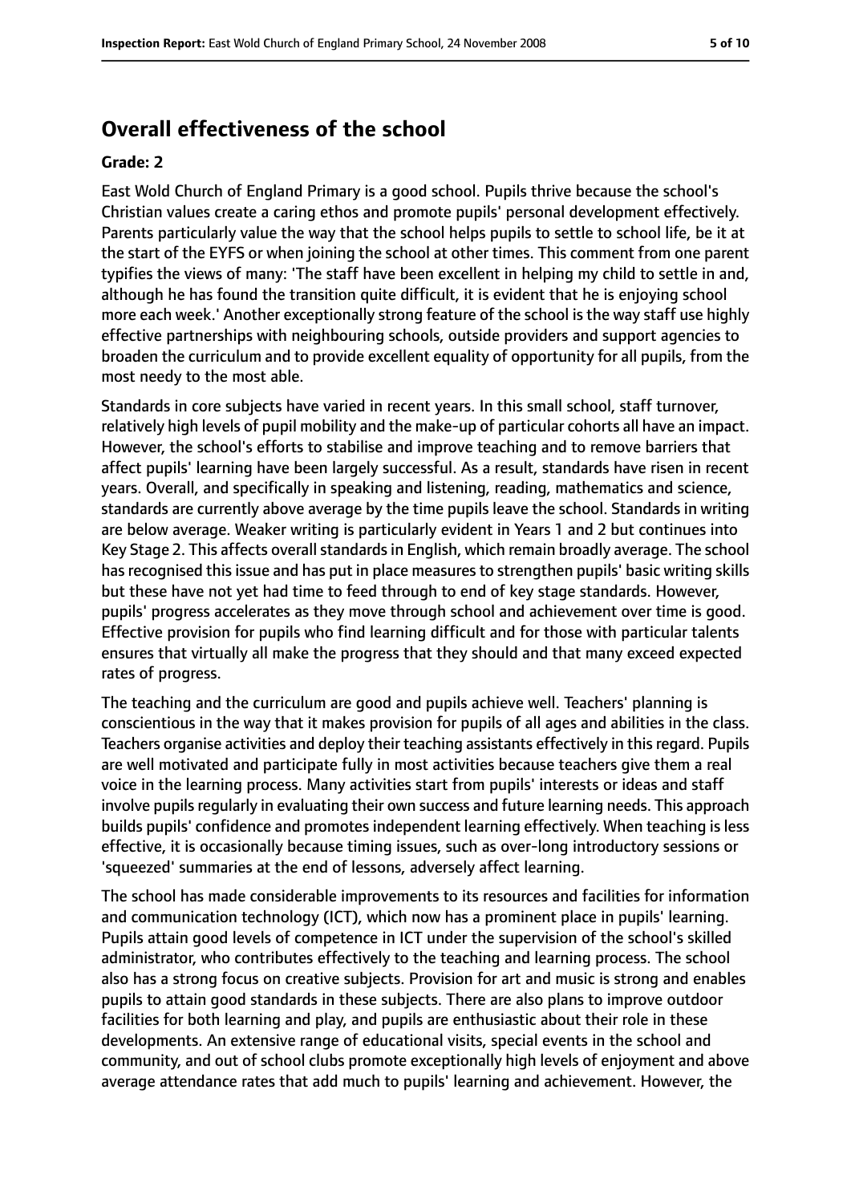## Overall effectiveness of the school

### Grade: 2

East Wold Church of England Primary is a good school. Pupils thrive because the school's Christian values create a caring ethos and promote pupils' personal development effectively. Parents particularly value the way that the school helps pupils to settle to school life, be it at the start of the EYFS or when joining the school at other times. This comment from one parent typifies the views of many: 'The staff have been excellent in helping my child to settle in and, although he has found the transition quite difficult, it is evident that he is enjoying school more each week.' Another exceptionally strong feature of the school is the way staff use highly effective partnerships with neighbouring schools, outside providers and support agencies to broaden the curriculum and to provide excellent equality of opportunity for all pupils, from the most needy to the most able.

Standards in core subjects have varied in recent years. In this small school, staff turnover, relatively high levels of pupil mobility and the make-up of particular cohorts all have an impact. However, the school's efforts to stabilise and improve teaching and to remove barriers that affect pupils' learning have been largely successful. As a result, standards have risen in recent years. Overall, and specifically in speaking and listening, reading, mathematics and science, standards are currently above average by the time pupils leave the school. Standards in writing are below average. Weaker writing is particularly evident in Years 1 and 2 but continues into Key Stage 2. This affects overall standards in English, which remain broadly average. The school has recognised this issue and has put in place measures to strengthen pupils' basic writing skills but these have not yet had time to feed through to end of key stage standards. However, pupils' progress accelerates as they move through school and achievement over time is good. Effective provision for pupils who find learning difficult and for those with particular talents ensures that virtually all make the progress that they should and that many exceed expected rates of progress.

The teaching and the curriculum are good and pupils achieve well. Teachers' planning is conscientious in the way that it makes provision for pupils of all ages and abilities in the class. Teachers organise activities and deploy their teaching assistants effectively in this regard. Pupils are well motivated and participate fully in most activities because teachers give them a real voice in the learning process. Many activities start from pupils' interests or ideas and staff involve pupils regularly in evaluating their own success and future learning needs. This approach builds pupils' confidence and promotes independent learning effectively. When teaching is less effective, it is occasionally because timing issues, such as over-long introductory sessions or 'squeezed' summaries at the end of lessons, adversely affect learning.

The school has made considerable improvements to its resources and facilities for information and communication technology (ICT), which now has a prominent place in pupils' learning. Pupils attain good levels of competence in ICT under the supervision of the school's skilled administrator, who contributes effectively to the teaching and learning process. The school also has a strong focus on creative subjects. Provision for art and music is strong and enables pupils to attain good standards in these subjects. There are also plans to improve outdoor facilities for both learning and play, and pupils are enthusiastic about their role in these developments. An extensive range of educational visits, special events in the school and community, and out of school clubs promote exceptionally high levels of enjoyment and above average attendance rates that add much to pupils' learning and achievement. However, the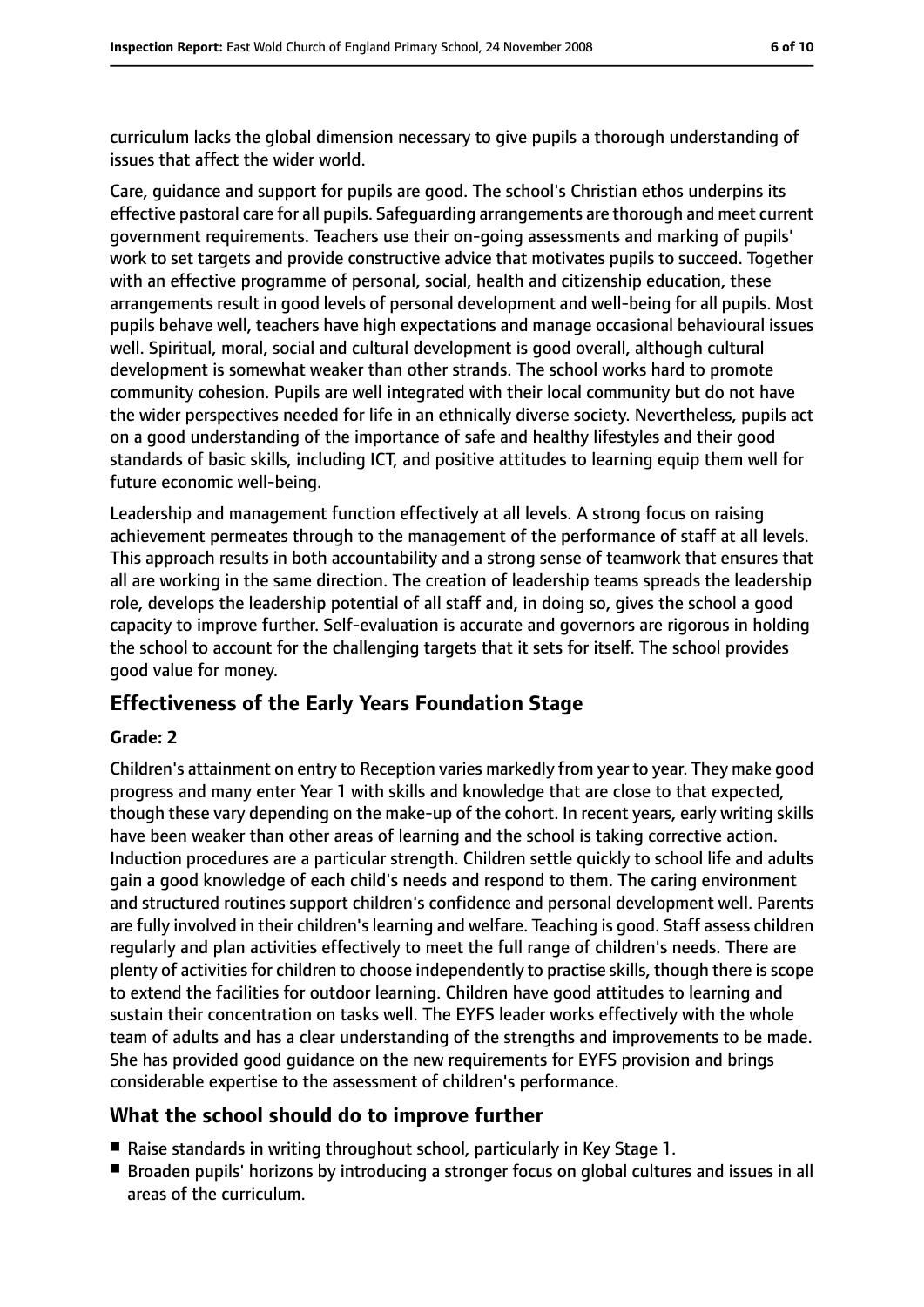curriculum lacks the global dimension necessary to give pupils a thorough understanding of issues that affect the wider world.

Care, guidance and support for pupils are good. The school's Christian ethos underpins its effective pastoral care for all pupils. Safeguarding arrangements are thorough and meet current government requirements. Teachers use their on-going assessments and marking of pupils' work to set targets and provide constructive advice that motivates pupils to succeed. Together with an effective programme of personal, social, health and citizenship education, these arrangements result in good levels of personal development and well-being for all pupils. Most pupils behave well, teachers have high expectations and manage occasional behavioural issues well. Spiritual, moral, social and cultural development is good overall, although cultural development is somewhat weaker than other strands. The school works hard to promote community cohesion. Pupils are well integrated with their local community but do not have the wider perspectives needed for life in an ethnically diverse society. Nevertheless, pupils act on a good understanding of the importance of safe and healthy lifestyles and their good standards of basic skills, including ICT, and positive attitudes to learning equip them well for future economic well-being.

Leadership and management function effectively at all levels. A strong focus on raising achievement permeates through to the management of the performance of staff at all levels. This approach results in both accountability and a strong sense of teamwork that ensures that all are working in the same direction. The creation of leadership teams spreads the leadership role, develops the leadership potential of all staff and, in doing so, gives the school a good capacity to improve further. Self-evaluation is accurate and governors are rigorous in holding the school to account for the challenging targets that it sets for itself. The school provides good value for money.

## Effectiveness of the Early Years Foundation Stage

**Grade: 2**

Children's attainment on entry to Reception varies markedly from year to year. They make good progress and many enter Year 1 with skills and knowledge that are close to that expected, though these vary depending on the make-up of the cohort. In recent years, early writing skills have been weaker than other areas of learning and the school is taking corrective action. Induction procedures are a particular strength. Children settle quickly to school life and adults gain a good knowledge of each child's needs and respond to them. The caring environment and structured routines support children's confidence and personal development well. Parents are fully involved in their children's learning and welfare. Teaching is good. Staff assess children regularly and plan activities effectively to meet the full range of children's needs. There are plenty of activities for children to choose independently to practise skills, though there is scope to extend the facilities for outdoor learning. Children have good attitudes to learning and sustain their concentration on tasks well. The EYFS leader works effectively with the whole team of adults and has a clear understanding of the strengths and improvements to be made. She has provided good guidance on the new requirements for EYFS provision and brings considerable expertise to the assessment of children's performance.

## What the school should do to improve further

- Raise standards in writing throughout school, particularly in Key Stage 1.
- Broaden pupils' horizons by introducing a stronger focus on global cultures and issues in all areas of the curriculum.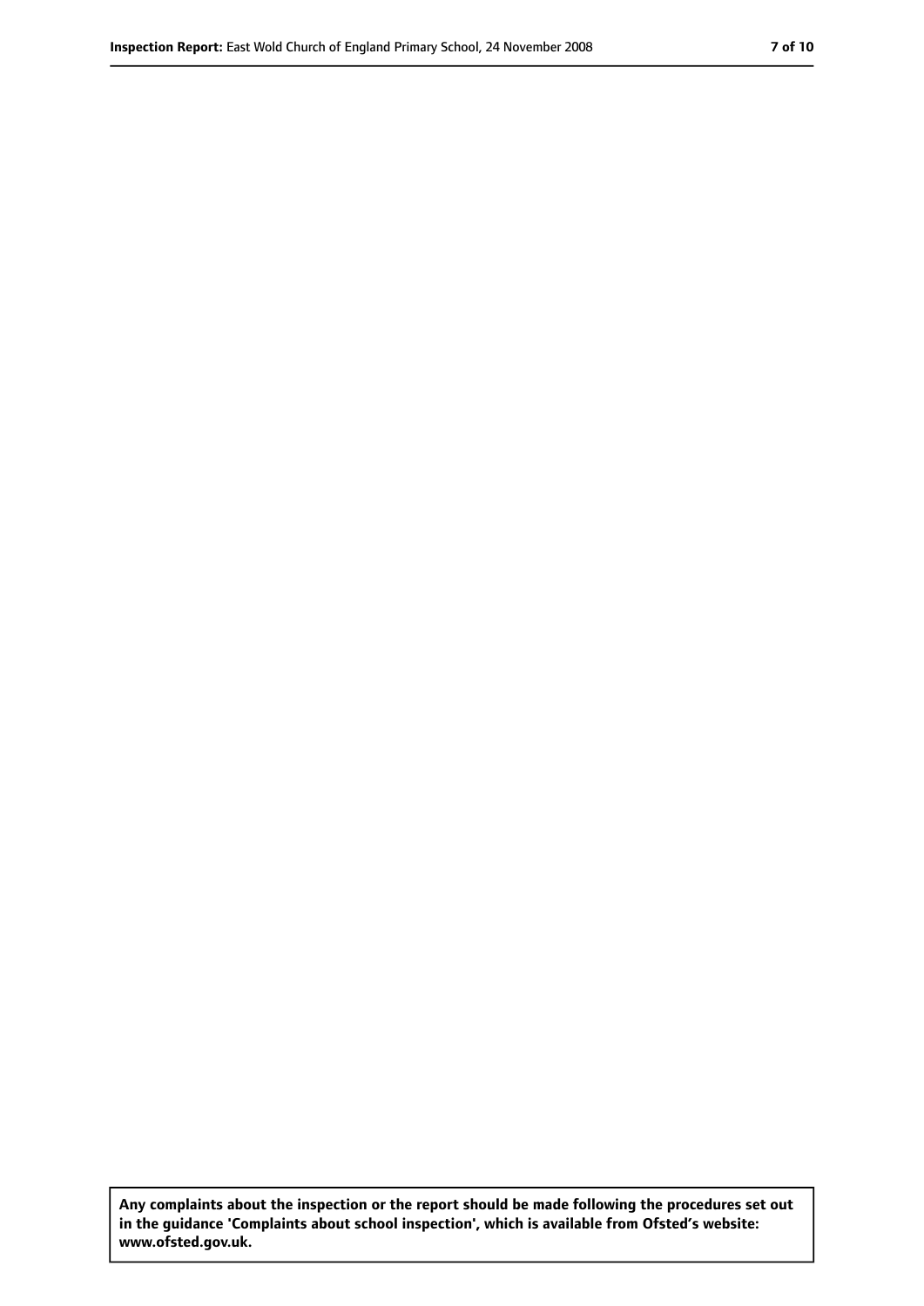**Any complaints about the inspection or the report should be made following the procedures set out in the guidance 'Complaints about school inspection', which is available from Ofsted's website: www.ofsted.gov.uk.**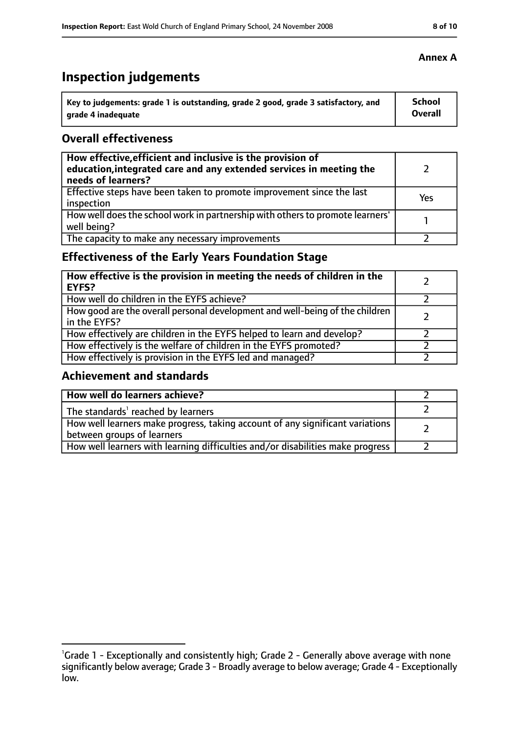**Annex A**

# Inspection judgements

| Key to judgements: grade 1 is outstanding, grade 2 good, grade 3 satisfactory, and grade 4 inadequate | School Overall |
|---|---|

## Overall effectiveness

| | |
|---|---|
| **How effective, efficient and inclusive is the provision of education, integrated care and any extended services in meeting the needs of learners?** | 2 |
| Effective steps have been taken to promote improvement since the last inspection | Yes |
| How well does the school work in partnership with others to promote learners' well being? | 1 |
| The capacity to make any necessary improvements | 2 |

## Effectiveness of the Early Years Foundation Stage

| | |
|---|---|
| **How effective is the provision in meeting the needs of children in the EYFS?** | 2 |
| How well do children in the EYFS achieve? | 2 |
| How good are the overall personal development and well-being of the children in the EYFS? | 2 |
| How effectively are children in the EYFS helped to learn and develop? | 2 |
| How effectively is the welfare of children in the EYFS promoted? | 2 |
| How effectively is provision in the EYFS led and managed? | 2 |

## Achievement and standards

| | |
|---|---|
| **How well do learners achieve?** | 2 |
| The standards[1] reached by learners | 2 |
| How well learners make progress, taking account of any significant variations between groups of learners | 2 |
| How well learners with learning difficulties and/or disabilities make progress | 2 |

[1] Grade 1 - Exceptionally and consistently high; Grade 2 - Generally above average with none significantly below average; Grade 3 - Broadly average to below average; Grade 4 - Exceptionally low.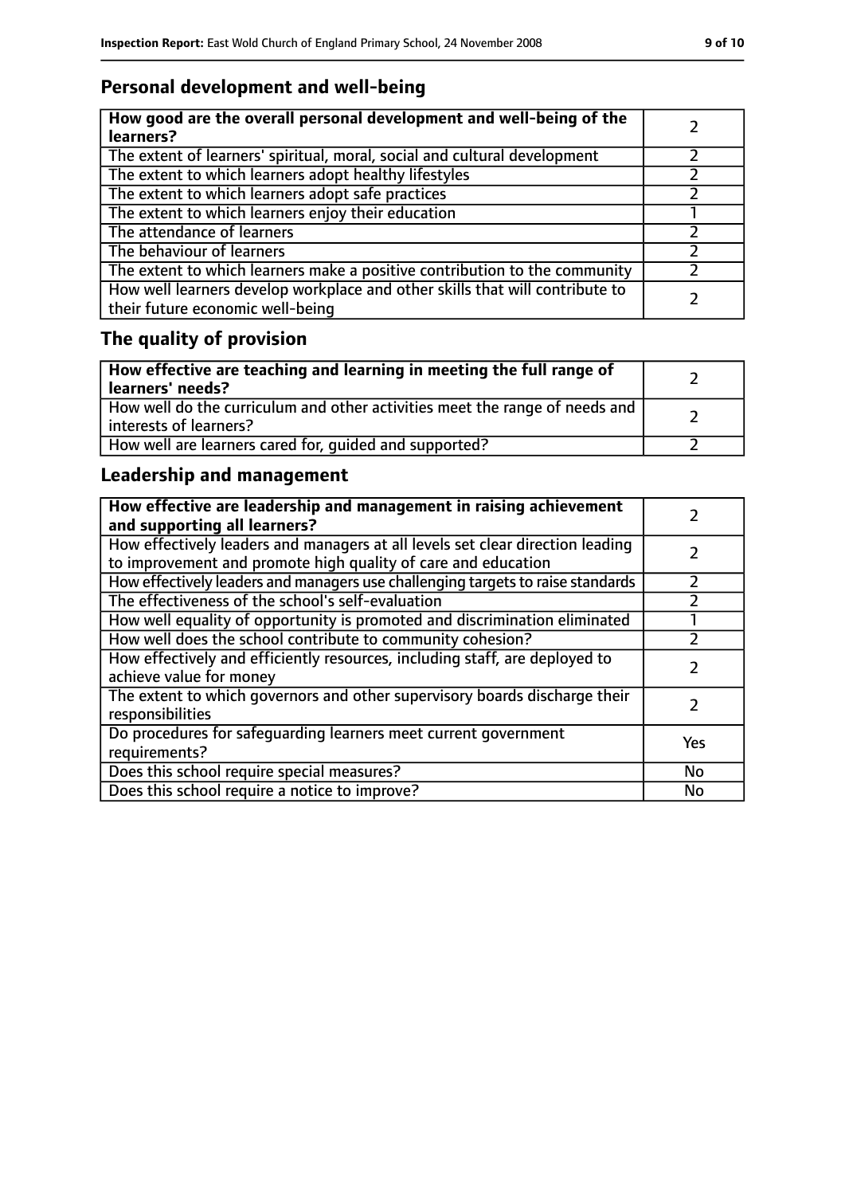## Personal development and well-being

| **How good are the overall personal development and well-being of the learners?** | 2 |
|---|---|
| The extent of learners' spiritual, moral, social and cultural development | 2 |
| The extent to which learners adopt healthy lifestyles | 2 |
| The extent to which learners adopt safe practices | 2 |
| The extent to which learners enjoy their education | 1 |
| The attendance of learners | 2 |
| The behaviour of learners | 2 |
| The extent to which learners make a positive contribution to the community | 2 |
| How well learners develop workplace and other skills that will contribute to their future economic well-being | 2 |

## The quality of provision

| **How effective are teaching and learning in meeting the full range of learners' needs?** | 2 |
|---|---|
| How well do the curriculum and other activities meet the range of needs and interests of learners? | 2 |
| How well are learners cared for, guided and supported? | 2 |

## Leadership and management

| **How effective are leadership and management in raising achievement and supporting all learners?** | 2 |
|---|---|
| How effectively leaders and managers at all levels set clear direction leading to improvement and promote high quality of care and education | 2 |
| How effectively leaders and managers use challenging targets to raise standards | 2 |
| The effectiveness of the school's self-evaluation | 2 |
| How well equality of opportunity is promoted and discrimination eliminated | 1 |
| How well does the school contribute to community cohesion? | 2 |
| How effectively and efficiently resources, including staff, are deployed to achieve value for money | 2 |
| The extent to which governors and other supervisory boards discharge their responsibilities | 2 |
| Do procedures for safeguarding learners meet current government requirements? | Yes |
| Does this school require special measures? | No |
| Does this school require a notice to improve? | No |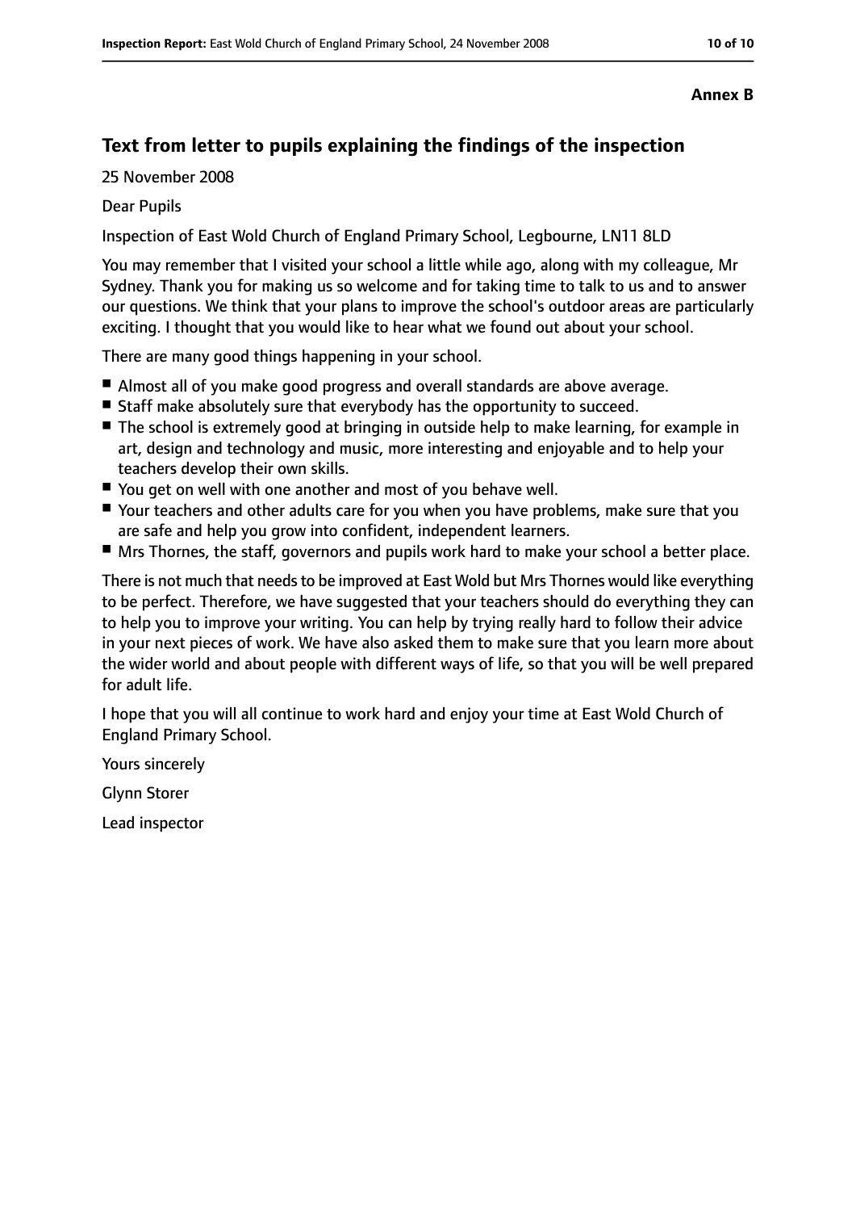**Annex B**

## Text from letter to pupils explaining the findings of the inspection

25 November 2008

Dear Pupils

Inspection of East Wold Church of England Primary School, Legbourne, LN11 8LD

You may remember that I visited your school a little while ago, along with my colleague, Mr Sydney. Thank you for making us so welcome and for taking time to talk to us and to answer our questions. We think that your plans to improve the school's outdoor areas are particularly exciting. I thought that you would like to hear what we found out about your school.

There are many good things happening in your school.

- Almost all of you make good progress and overall standards are above average.
- Staff make absolutely sure that everybody has the opportunity to succeed.
- The school is extremely good at bringing in outside help to make learning, for example in art, design and technology and music, more interesting and enjoyable and to help your teachers develop their own skills.
- You get on well with one another and most of you behave well.
- Your teachers and other adults care for you when you have problems, make sure that you are safe and help you grow into confident, independent learners.
- Mrs Thornes, the staff, governors and pupils work hard to make your school a better place.

There is not much that needs to be improved at East Wold but Mrs Thornes would like everything to be perfect. Therefore, we have suggested that your teachers should do everything they can to help you to improve your writing. You can help by trying really hard to follow their advice in your next pieces of work. We have also asked them to make sure that you learn more about the wider world and about people with different ways of life, so that you will be well prepared for adult life.

I hope that you will all continue to work hard and enjoy your time at East Wold Church of England Primary School.

Yours sincerely

Glynn Storer

Lead inspector